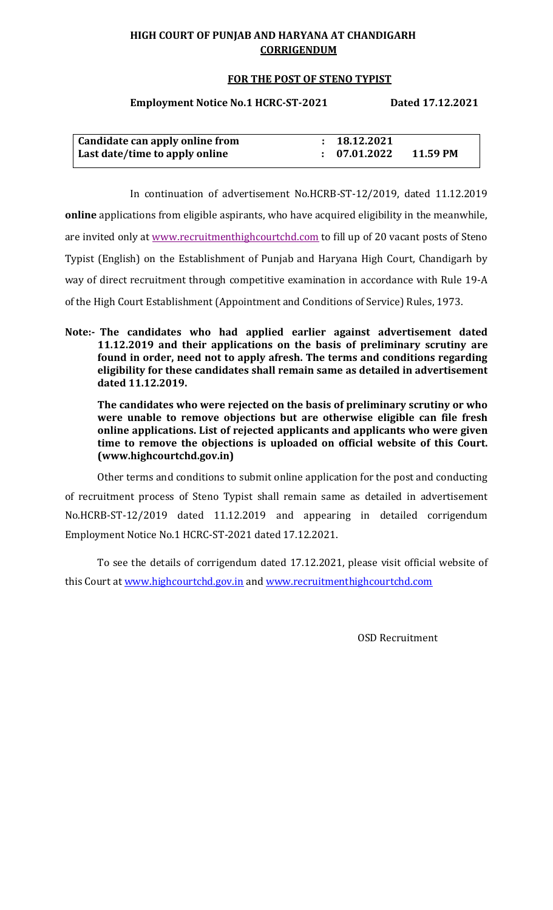# HIGH COURT OF PUNJAB AND HARYANA AT CHANDIGARH

## CORRIGENDUM

### FOR THE POST OF STENO TYPIST

**Employment Notice No.1 HCRC-ST-2021** **Dated 17.12.2021**

| | | |
|---|---|---|
| **Candidate can apply online from** | **: 18.12.2021** | |
| **Last date/time to apply online** | **: 07.01.2022** | **11.59 PM** |

In continuation of advertisement No.HCRB-ST-12/2019, dated 11.12.2019 **online** applications from eligible aspirants, who have acquired eligibility in the meanwhile, are invited only at www.recruitmenthighcourtchd.com to fill up of 20 vacant posts of Steno Typist (English) on the Establishment of Punjab and Haryana High Court, Chandigarh by way of direct recruitment through competitive examination in accordance with Rule 19-A of the High Court Establishment (Appointment and Conditions of Service) Rules, 1973.

**Note:- The candidates who had applied earlier against advertisement dated 11.12.2019 and their applications on the basis of preliminary scrutiny are found in order, need not to apply afresh. The terms and conditions regarding eligibility for these candidates shall remain same as detailed in advertisement dated 11.12.2019.**

**The candidates who were rejected on the basis of preliminary scrutiny or who were unable to remove objections but are otherwise eligible can file fresh online applications. List of rejected applicants and applicants who were given time to remove the objections is uploaded on official website of this Court. (www.highcourtchd.gov.in)**

Other terms and conditions to submit online application for the post and conducting of recruitment process of Steno Typist shall remain same as detailed in advertisement No.HCRB-ST-12/2019 dated 11.12.2019 and appearing in detailed corrigendum Employment Notice No.1 HCRC-ST-2021 dated 17.12.2021.

To see the details of corrigendum dated 17.12.2021, please visit official website of this Court at www.highcourtchd.gov.in and www.recruitmenthighcourtchd.com

OSD Recruitment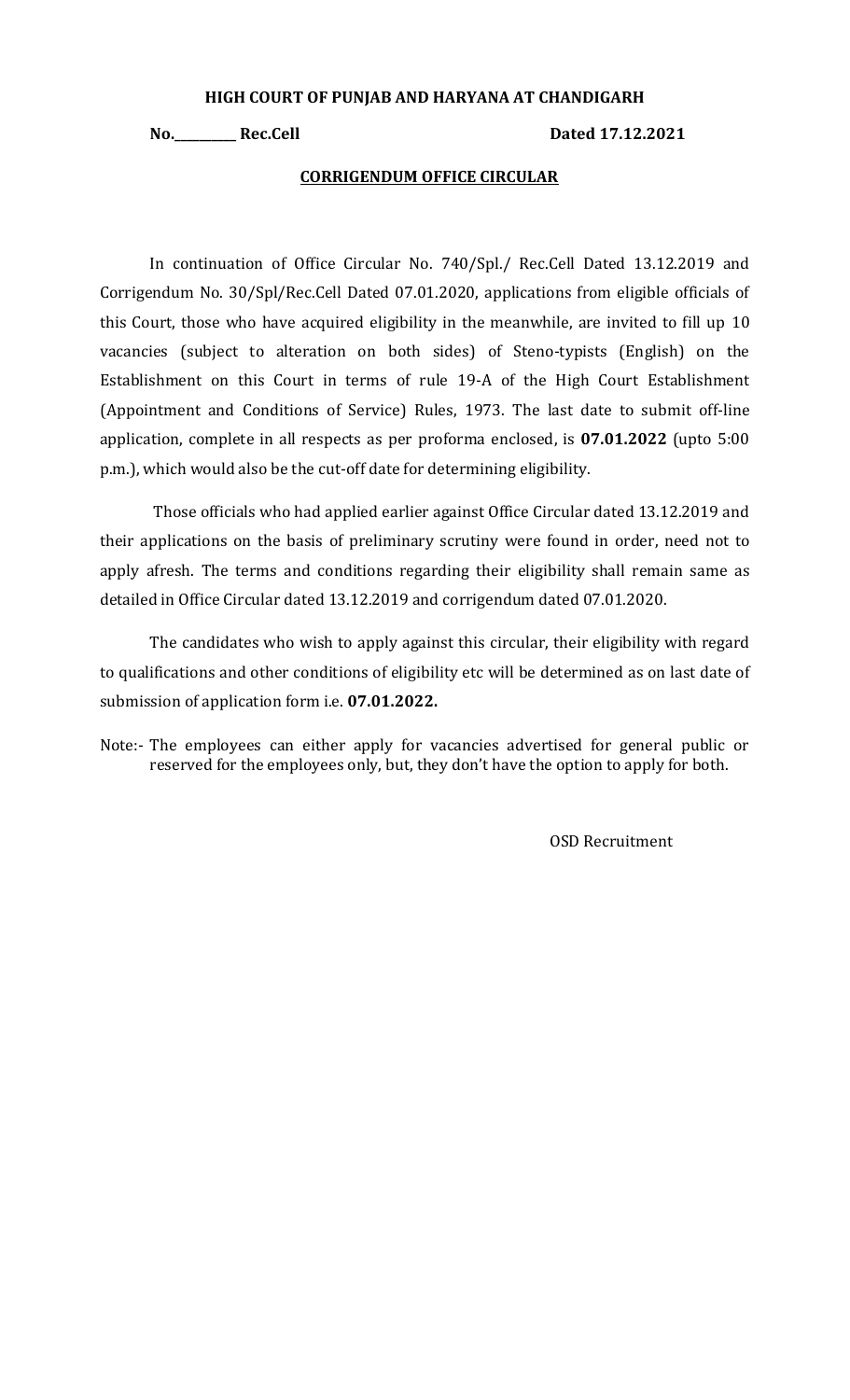**HIGH COURT OF PUNJAB AND HARYANA AT CHANDIGARH**

**No.__________ Rec.Cell** **Dated 17.12.2021**

**CORRIGENDUM OFFICE CIRCULAR**

In continuation of Office Circular No. 740/Spl./ Rec.Cell Dated 13.12.2019 and Corrigendum No. 30/Spl/Rec.Cell Dated 07.01.2020, applications from eligible officials of this Court, those who have acquired eligibility in the meanwhile, are invited to fill up 10 vacancies (subject to alteration on both sides) of Steno-typists (English) on the Establishment on this Court in terms of rule 19-A of the High Court Establishment (Appointment and Conditions of Service) Rules, 1973. The last date to submit off-line application, complete in all respects as per proforma enclosed, is **07.01.2022** (upto 5:00 p.m.), which would also be the cut-off date for determining eligibility.

Those officials who had applied earlier against Office Circular dated 13.12.2019 and their applications on the basis of preliminary scrutiny were found in order, need not to apply afresh. The terms and conditions regarding their eligibility shall remain same as detailed in Office Circular dated 13.12.2019 and corrigendum dated 07.01.2020.

The candidates who wish to apply against this circular, their eligibility with regard to qualifications and other conditions of eligibility etc will be determined as on last date of submission of application form i.e. **07.01.2022.**

Note:- The employees can either apply for vacancies advertised for general public or reserved for the employees only, but, they don't have the option to apply for both.

OSD Recruitment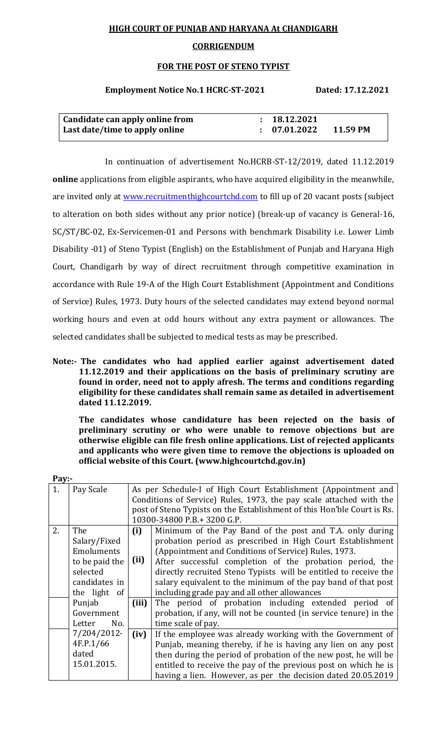**HIGH COURT OF PUNJAB AND HARYANA At CHANDIGARH**

**CORRIGENDUM**

**FOR THE POST OF STENO TYPIST**

**Employment Notice No.1 HCRC-ST-2021** **Dated: 17.12.2021**

| | | |
|---|---|---|
| **Candidate can apply online from** | : **18.12.2021** | |
| **Last date/time to apply online** | : **07.01.2022** | **11.59 PM** |

In continuation of advertisement No.HCRB-ST-12/2019, dated 11.12.2019 **online** applications from eligible aspirants, who have acquired eligibility in the meanwhile, are invited only at www.recruitmenthighcourtchd.com to fill up of 20 vacant posts (subject to alteration on both sides without any prior notice) (break-up of vacancy is General-16, SC/ST/BC-02, Ex-Servicemen-01 and Persons with benchmark Disability i.e. Lower Limb Disability -01) of Steno Typist (English) on the Establishment of Punjab and Haryana High Court, Chandigarh by way of direct recruitment through competitive examination in accordance with Rule 19-A of the High Court Establishment (Appointment and Conditions of Service) Rules, 1973. Duty hours of the selected candidates may extend beyond normal working hours and even at odd hours without any extra payment or allowances. The selected candidates shall be subjected to medical tests as may be prescribed.

**Note:- The candidates who had applied earlier against advertisement dated 11.12.2019 and their applications on the basis of preliminary scrutiny are found in order, need not to apply afresh. The terms and conditions regarding eligibility for these candidates shall remain same as detailed in advertisement dated 11.12.2019.**

**The candidates whose candidature has been rejected on the basis of preliminary scrutiny or who were unable to remove objections but are otherwise eligible can file fresh online applications. List of rejected applicants and applicants who were given time to remove the objections is uploaded on official website of this Court. (www.highcourtchd.gov.in)**

**Pay:-**

| | | | |
|---|---|---|---|
| 1. | Pay Scale | As per Schedule-I of High Court Establishment (Appointment and Conditions of Service) Rules, 1973, the pay scale attached with the post of Steno Typists on the Establishment of this Hon'ble Court is Rs. 10300-34800 P.B.+ 3200 G.P. | |
| 2. | The Salary/Fixed Emoluments to be paid the selected candidates in the light of Punjab Government Letter No. 7/204/2012-4F.P.1/66 dated 15.01.2015. | **(i)** | Minimum of the Pay Band of the post and T.A. only during probation period as prescribed in High Court Establishment (Appointment and Conditions of Service) Rules, 1973. |
| | | **(ii)** | After successful completion of the probation period, the directly recruited Steno Typists will be entitled to receive the salary equivalent to the minimum of the pay band of that post including grade pay and all other allowances |
| | | **(iii)** | The period of probation including extended period of probation, if any, will not be counted (in service tenure) in the time scale of pay. |
| | | **(iv)** | If the employee was already working with the Government of Punjab, meaning thereby, if he is having any lien on any post then during the period of probation of the new post, he will be entitled to receive the pay of the previous post on which he is having a lien. However, as per the decision dated 20.05.2019 |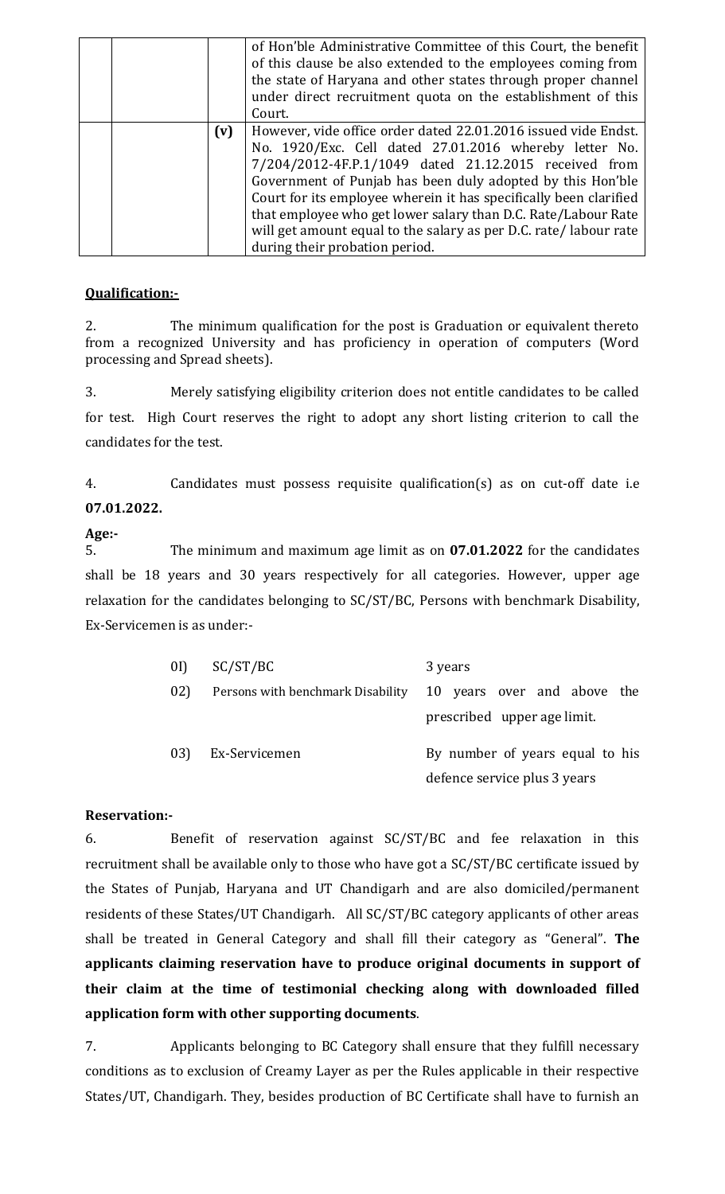| | | | |
|---|---|---|---|
| | | | of Hon'ble Administrative Committee of this Court, the benefit of this clause be also extended to the employees coming from the state of Haryana and other states through proper channel under direct recruitment quota on the establishment of this Court. |
| | | **(v)** | However, vide office order dated 22.01.2016 issued vide Endst. No. 1920/Exc. Cell dated 27.01.2016 whereby letter No. 7/204/2012-4F.P.1/1049 dated 21.12.2015 received from Government of Punjab has been duly adopted by this Hon'ble Court for its employee wherein it has specifically been clarified that employee who get lower salary than D.C. Rate/Labour Rate will get amount equal to the salary as per D.C. rate/ labour rate during their probation period. |

**Qualification:-**

2. The minimum qualification for the post is Graduation or equivalent thereto from a recognized University and has proficiency in operation of computers (Word processing and Spread sheets).

3. Merely satisfying eligibility criterion does not entitle candidates to be called for test. High Court reserves the right to adopt any short listing criterion to call the candidates for the test.

4. Candidates must possess requisite qualification(s) as on cut-off date i.e **07.01.2022.**

**Age:-**

5. The minimum and maximum age limit as on **07.01.2022** for the candidates shall be 18 years and 30 years respectively for all categories. However, upper age relaxation for the candidates belonging to SC/ST/BC, Persons with benchmark Disability, Ex-Servicemen is as under:-

| | | |
|---|---|---|
| 0I) | SC/ST/BC | 3 years |
| 02) | Persons with benchmark Disability | 10 years over and above the prescribed upper age limit. |
| 03) | Ex-Servicemen | By number of years equal to his defence service plus 3 years |

**Reservation:-**

6. Benefit of reservation against SC/ST/BC and fee relaxation in this recruitment shall be available only to those who have got a SC/ST/BC certificate issued by the States of Punjab, Haryana and UT Chandigarh and are also domiciled/permanent residents of these States/UT Chandigarh. All SC/ST/BC category applicants of other areas shall be treated in General Category and shall fill their category as "General". **The applicants claiming reservation have to produce original documents in support of their claim at the time of testimonial checking along with downloaded filled application form with other supporting documents**.

7. Applicants belonging to BC Category shall ensure that they fulfill necessary conditions as to exclusion of Creamy Layer as per the Rules applicable in their respective States/UT, Chandigarh. They, besides production of BC Certificate shall have to furnish an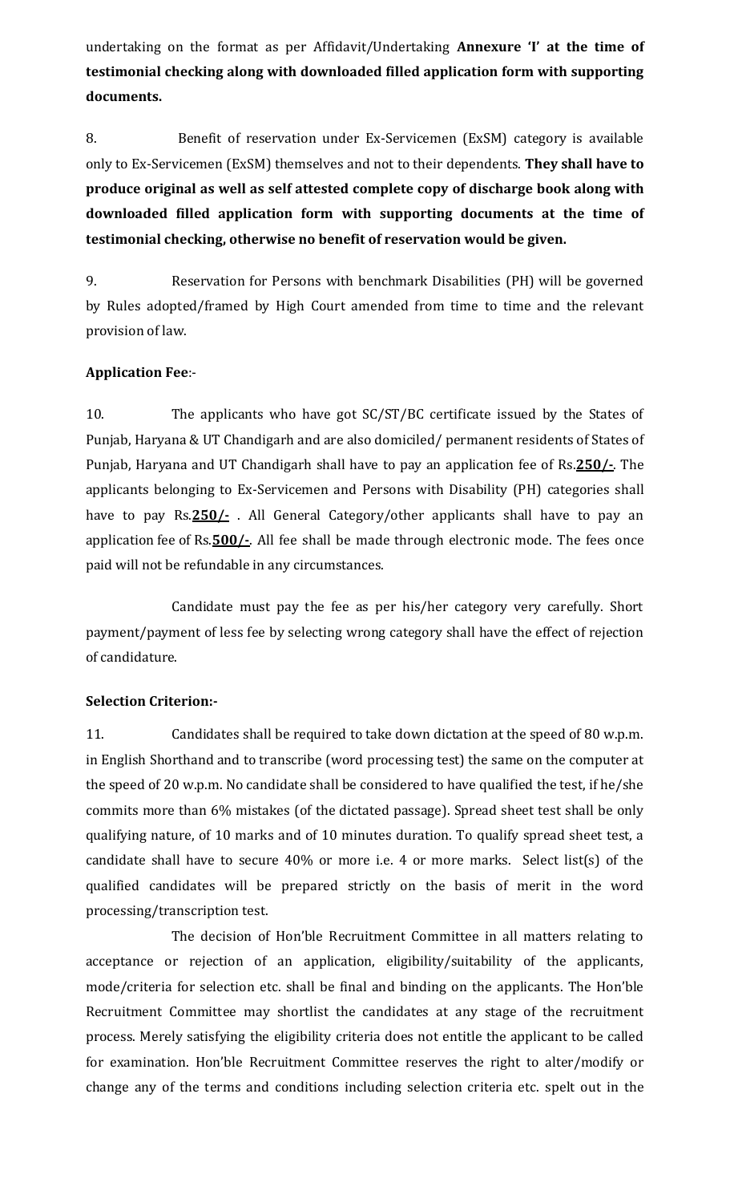undertaking on the format as per Affidavit/Undertaking **Annexure 'I' at the time of testimonial checking along with downloaded filled application form with supporting documents.**

8. Benefit of reservation under Ex-Servicemen (ExSM) category is available only to Ex-Servicemen (ExSM) themselves and not to their dependents. **They shall have to produce original as well as self attested complete copy of discharge book along with downloaded filled application form with supporting documents at the time of testimonial checking, otherwise no benefit of reservation would be given.**

9. Reservation for Persons with benchmark Disabilities (PH) will be governed by Rules adopted/framed by High Court amended from time to time and the relevant provision of law.

**Application Fee**:-

10. The applicants who have got SC/ST/BC certificate issued by the States of Punjab, Haryana & UT Chandigarh and are also domiciled/ permanent residents of States of Punjab, Haryana and UT Chandigarh shall have to pay an application fee of Rs.**<u>250/-</u>**. The applicants belonging to Ex-Servicemen and Persons with Disability (PH) categories shall have to pay Rs.**<u>250/-</u>** . All General Category/other applicants shall have to pay an application fee of Rs.**<u>500/-</u>**. All fee shall be made through electronic mode. The fees once paid will not be refundable in any circumstances.

Candidate must pay the fee as per his/her category very carefully. Short payment/payment of less fee by selecting wrong category shall have the effect of rejection of candidature.

**Selection Criterion:-**

11. Candidates shall be required to take down dictation at the speed of 80 w.p.m. in English Shorthand and to transcribe (word processing test) the same on the computer at the speed of 20 w.p.m. No candidate shall be considered to have qualified the test, if he/she commits more than 6% mistakes (of the dictated passage). Spread sheet test shall be only qualifying nature, of 10 marks and of 10 minutes duration. To qualify spread sheet test, a candidate shall have to secure 40% or more i.e. 4 or more marks. Select list(s) of the qualified candidates will be prepared strictly on the basis of merit in the word processing/transcription test.

The decision of Hon'ble Recruitment Committee in all matters relating to acceptance or rejection of an application, eligibility/suitability of the applicants, mode/criteria for selection etc. shall be final and binding on the applicants. The Hon'ble Recruitment Committee may shortlist the candidates at any stage of the recruitment process. Merely satisfying the eligibility criteria does not entitle the applicant to be called for examination. Hon'ble Recruitment Committee reserves the right to alter/modify or change any of the terms and conditions including selection criteria etc. spelt out in the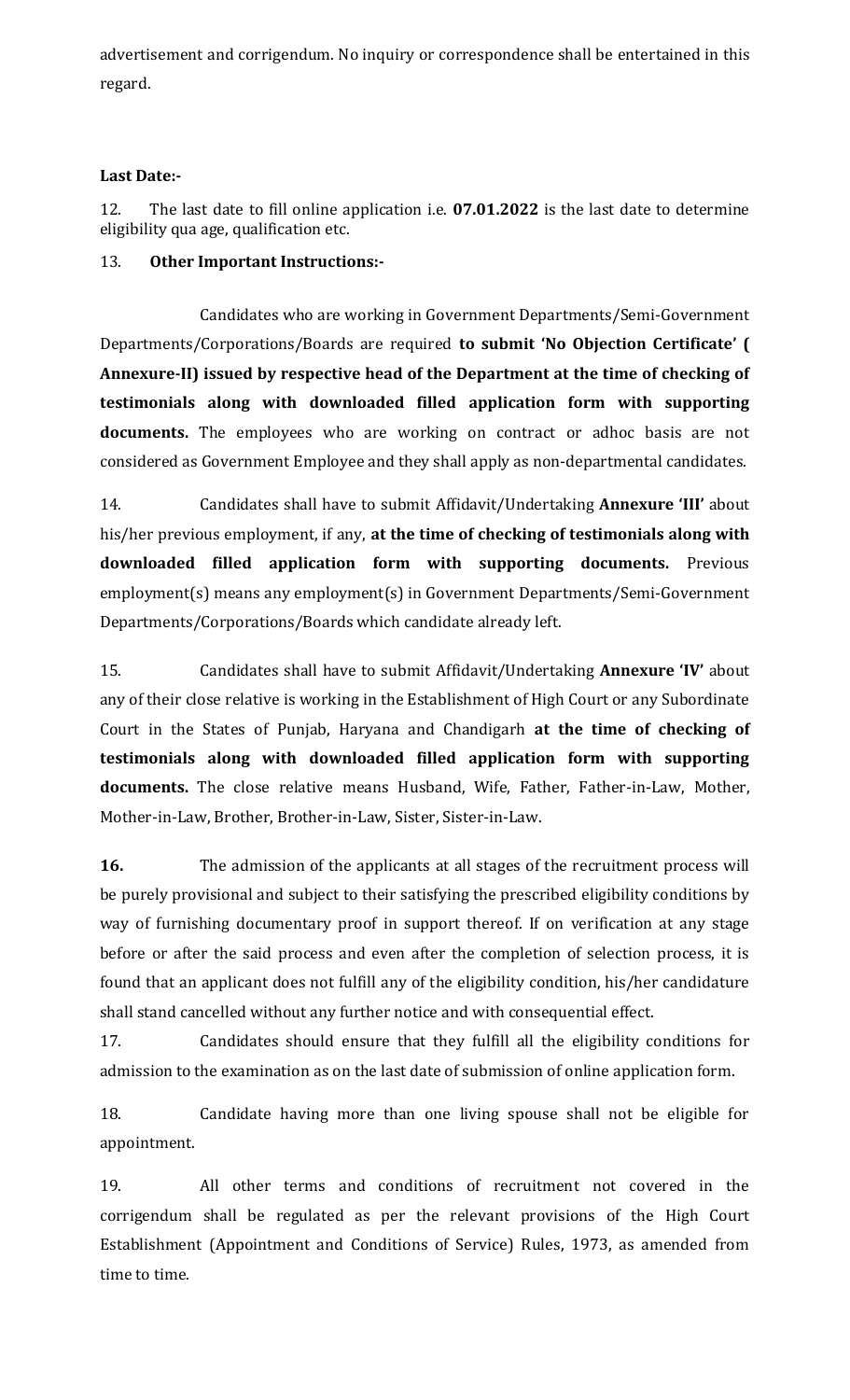advertisement and corrigendum. No inquiry or correspondence shall be entertained in this regard.

**Last Date:-**

12. The last date to fill online application i.e. **07.01.2022** is the last date to determine eligibility qua age, qualification etc.

13. **Other Important Instructions:-**

Candidates who are working in Government Departments/Semi-Government Departments/Corporations/Boards are required **to submit 'No Objection Certificate' ( Annexure-II) issued by respective head of the Department at the time of checking of testimonials along with downloaded filled application form with supporting documents.** The employees who are working on contract or adhoc basis are not considered as Government Employee and they shall apply as non-departmental candidates.

14. Candidates shall have to submit Affidavit/Undertaking **Annexure 'III'** about his/her previous employment, if any, **at the time of checking of testimonials along with downloaded filled application form with supporting documents.** Previous employment(s) means any employment(s) in Government Departments/Semi-Government Departments/Corporations/Boards which candidate already left.

15. Candidates shall have to submit Affidavit/Undertaking **Annexure 'IV'** about any of their close relative is working in the Establishment of High Court or any Subordinate Court in the States of Punjab, Haryana and Chandigarh **at the time of checking of testimonials along with downloaded filled application form with supporting documents.** The close relative means Husband, Wife, Father, Father-in-Law, Mother, Mother-in-Law, Brother, Brother-in-Law, Sister, Sister-in-Law.

**16.** The admission of the applicants at all stages of the recruitment process will be purely provisional and subject to their satisfying the prescribed eligibility conditions by way of furnishing documentary proof in support thereof. If on verification at any stage before or after the said process and even after the completion of selection process, it is found that an applicant does not fulfill any of the eligibility condition, his/her candidature shall stand cancelled without any further notice and with consequential effect.

17. Candidates should ensure that they fulfill all the eligibility conditions for admission to the examination as on the last date of submission of online application form.

18. Candidate having more than one living spouse shall not be eligible for appointment.

19. All other terms and conditions of recruitment not covered in the corrigendum shall be regulated as per the relevant provisions of the High Court Establishment (Appointment and Conditions of Service) Rules, 1973, as amended from time to time.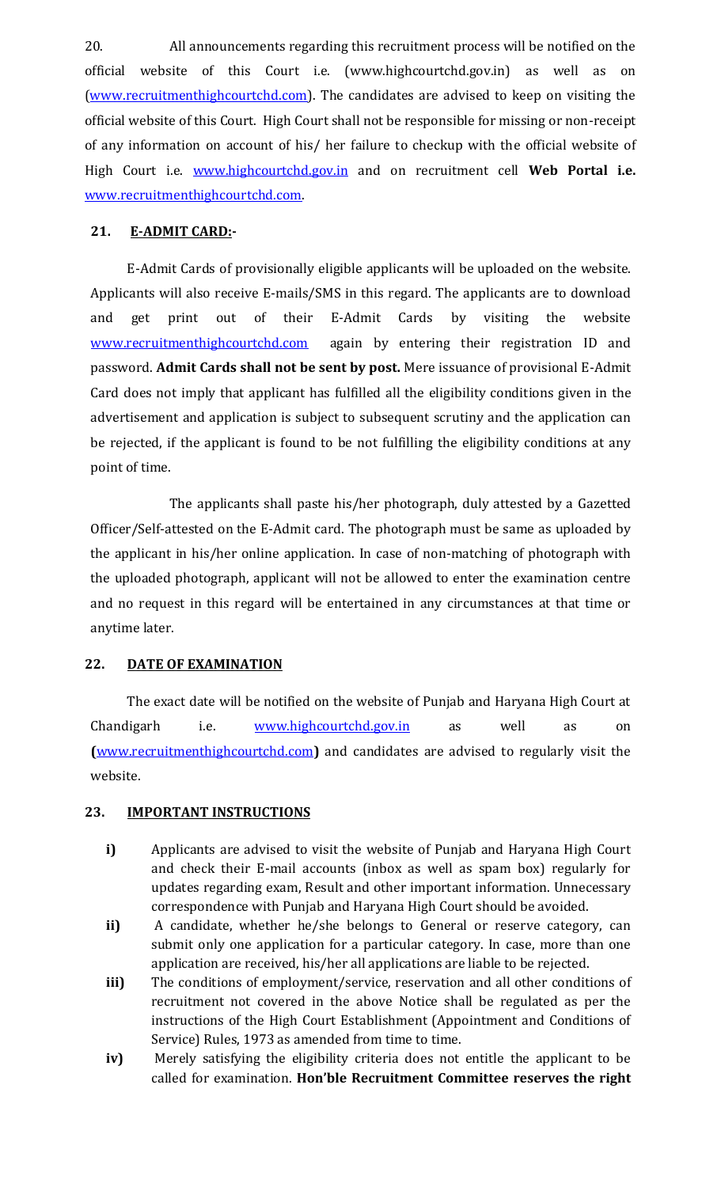20. All announcements regarding this recruitment process will be notified on the official website of this Court i.e. (www.highcourtchd.gov.in) as well as on (www.recruitmenthighcourtchd.com). The candidates are advised to keep on visiting the official website of this Court. High Court shall not be responsible for missing or non-receipt of any information on account of his/ her failure to checkup with the official website of High Court i.e. www.highcourtchd.gov.in and on recruitment cell **Web Portal i.e.** www.recruitmenthighcourtchd.com.

## 21. E-ADMIT CARD:-

E-Admit Cards of provisionally eligible applicants will be uploaded on the website. Applicants will also receive E-mails/SMS in this regard. The applicants are to download and get print out of their E-Admit Cards by visiting the website www.recruitmenthighcourtchd.com again by entering their registration ID and password. **Admit Cards shall not be sent by post.** Mere issuance of provisional E-Admit Card does not imply that applicant has fulfilled all the eligibility conditions given in the advertisement and application is subject to subsequent scrutiny and the application can be rejected, if the applicant is found to be not fulfilling the eligibility conditions at any point of time.

The applicants shall paste his/her photograph, duly attested by a Gazetted Officer/Self-attested on the E-Admit card. The photograph must be same as uploaded by the applicant in his/her online application. In case of non-matching of photograph with the uploaded photograph, applicant will not be allowed to enter the examination centre and no request in this regard will be entertained in any circumstances at that time or anytime later.

## 22. DATE OF EXAMINATION

The exact date will be notified on the website of Punjab and Haryana High Court at Chandigarh i.e. www.highcourtchd.gov.in as well as on **(**www.recruitmenthighcourtchd.com**)** and candidates are advised to regularly visit the website.

## 23. IMPORTANT INSTRUCTIONS

**i)** Applicants are advised to visit the website of Punjab and Haryana High Court and check their E-mail accounts (inbox as well as spam box) regularly for updates regarding exam, Result and other important information. Unnecessary correspondence with Punjab and Haryana High Court should be avoided.

**ii)** A candidate, whether he/she belongs to General or reserve category, can submit only one application for a particular category. In case, more than one application are received, his/her all applications are liable to be rejected.

**iii)** The conditions of employment/service, reservation and all other conditions of recruitment not covered in the above Notice shall be regulated as per the instructions of the High Court Establishment (Appointment and Conditions of Service) Rules, 1973 as amended from time to time.

**iv)** Merely satisfying the eligibility criteria does not entitle the applicant to be called for examination. **Hon'ble Recruitment Committee reserves the right**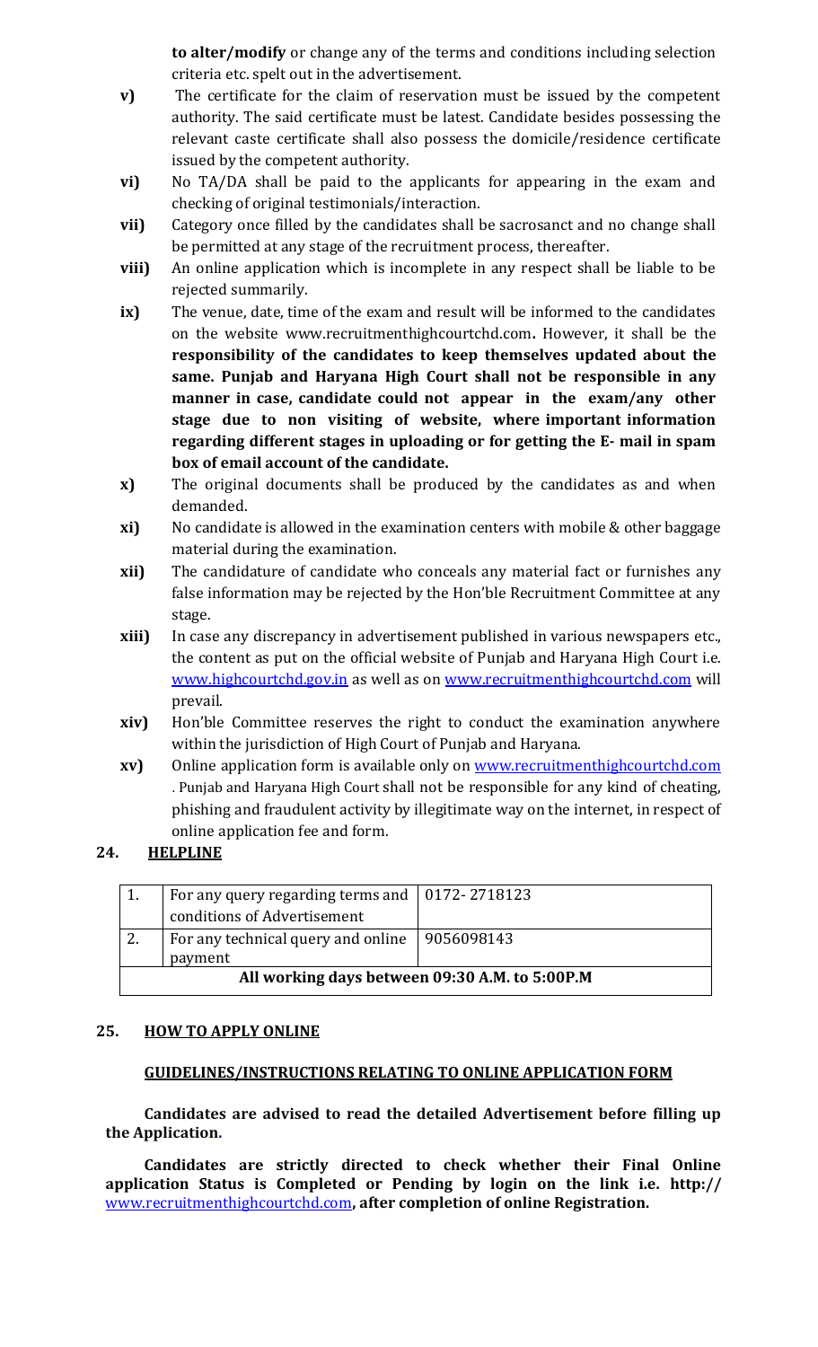**to alter/modify** or change any of the terms and conditions including selection criteria etc. spelt out in the advertisement.

- **v)** The certificate for the claim of reservation must be issued by the competent authority. The said certificate must be latest. Candidate besides possessing the relevant caste certificate shall also possess the domicile/residence certificate issued by the competent authority.
- **vi)** No TA/DA shall be paid to the applicants for appearing in the exam and checking of original testimonials/interaction.
- **vii)** Category once filled by the candidates shall be sacrosanct and no change shall be permitted at any stage of the recruitment process, thereafter.
- **viii)** An online application which is incomplete in any respect shall be liable to be rejected summarily.
- **ix)** The venue, date, time of the exam and result will be informed to the candidates on the website www.recruitmenthighcourtchd.com**. However, it shall be the responsibility of the candidates to keep themselves updated about the same. Punjab and Haryana High Court shall not be responsible in any manner in case, candidate could not appear in the exam/any other stage due to non visiting of website, where important information regarding different stages in uploading or for getting the E- mail in spam box of email account of the candidate.**
- **x)** The original documents shall be produced by the candidates as and when demanded.
- **xi)** No candidate is allowed in the examination centers with mobile & other baggage material during the examination.
- **xii)** The candidature of candidate who conceals any material fact or furnishes any false information may be rejected by the Hon'ble Recruitment Committee at any stage.
- **xiii)** In case any discrepancy in advertisement published in various newspapers etc., the content as put on the official website of Punjab and Haryana High Court i.e. www.highcourtchd.gov.in as well as on www.recruitmenthighcourtchd.com will prevail.
- **xiv)** Hon'ble Committee reserves the right to conduct the examination anywhere within the jurisdiction of High Court of Punjab and Haryana.
- **xv)** Online application form is available only on www.recruitmenthighcourtchd.com . Punjab and Haryana High Court shall not be responsible for any kind of cheating, phishing and fraudulent activity by illegitimate way on the internet, in respect of online application fee and form.

## 24. HELPLINE

| | | |
|---|---|---|
| 1. | For any query regarding terms and conditions of Advertisement | 0172- 2718123 |
| 2. | For any technical query and online payment | 9056098143 |
| **All working days between 09:30 A.M. to 5:00P.M** | | |

## 25. HOW TO APPLY ONLINE

### GUIDELINES/INSTRUCTIONS RELATING TO ONLINE APPLICATION FORM

**Candidates are advised to read the detailed Advertisement before filling up the Application.**

**Candidates are strictly directed to check whether their Final Online application Status is Completed or Pending by login on the link i.e. http:// www.recruitmenthighcourtchd.com, after completion of online Registration.**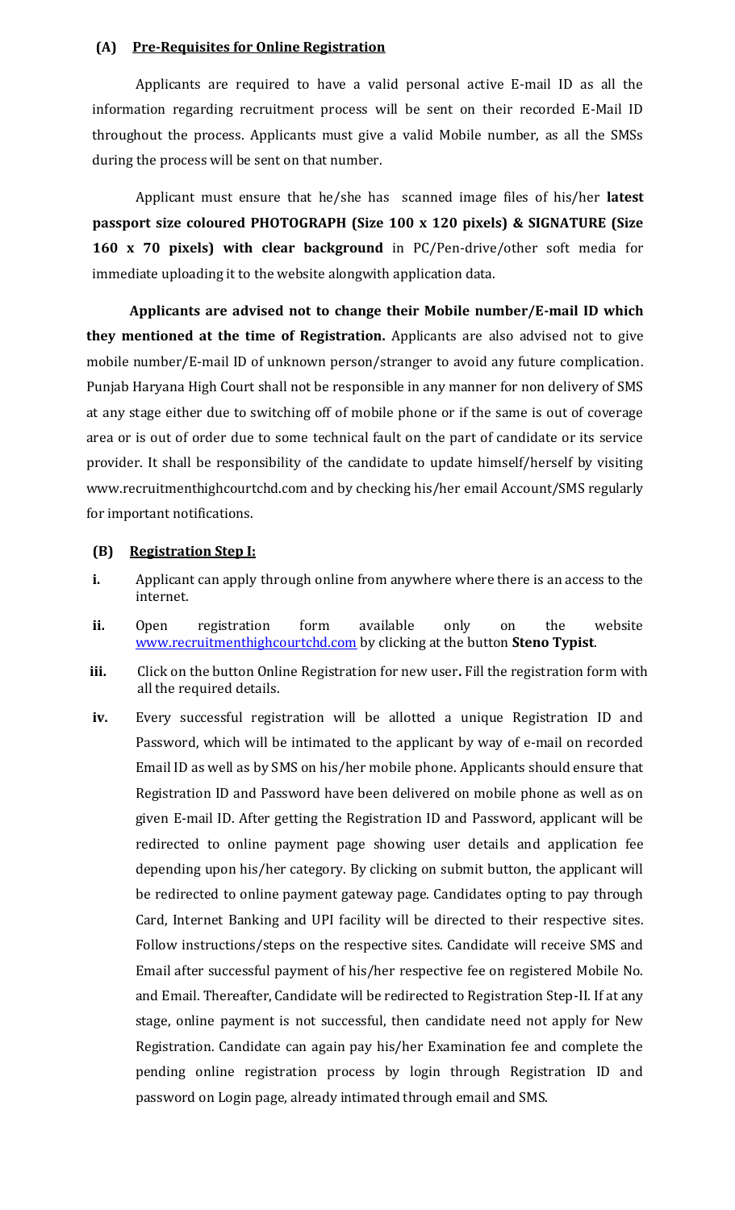**(A) Pre-Requisites for Online Registration**

Applicants are required to have a valid personal active E-mail ID as all the information regarding recruitment process will be sent on their recorded E-Mail ID throughout the process. Applicants must give a valid Mobile number, as all the SMSs during the process will be sent on that number.

Applicant must ensure that he/she has scanned image files of his/her **latest passport size coloured PHOTOGRAPH (Size 100 x 120 pixels) & SIGNATURE (Size 160 x 70 pixels) with clear background** in PC/Pen-drive/other soft media for immediate uploading it to the website alongwith application data.

**Applicants are advised not to change their Mobile number/E-mail ID which they mentioned at the time of Registration.** Applicants are also advised not to give mobile number/E-mail ID of unknown person/stranger to avoid any future complication. Punjab Haryana High Court shall not be responsible in any manner for non delivery of SMS at any stage either due to switching off of mobile phone or if the same is out of coverage area or is out of order due to some technical fault on the part of candidate or its service provider. It shall be responsibility of the candidate to update himself/herself by visiting www.recruitmenthighcourtchd.com and by checking his/her email Account/SMS regularly for important notifications.

**(B) Registration Step I:**

**i.** Applicant can apply through online from anywhere where there is an access to the internet.

**ii.** Open registration form available only on the website www.recruitmenthighcourtchd.com by clicking at the button **Steno Typist**.

**iii.** Click on the button Online Registration for new user**.** Fill the registration form with all the required details.

**iv.** Every successful registration will be allotted a unique Registration ID and Password, which will be intimated to the applicant by way of e-mail on recorded Email ID as well as by SMS on his/her mobile phone. Applicants should ensure that Registration ID and Password have been delivered on mobile phone as well as on given E-mail ID. After getting the Registration ID and Password, applicant will be redirected to online payment page showing user details and application fee depending upon his/her category. By clicking on submit button, the applicant will be redirected to online payment gateway page. Candidates opting to pay through Card, Internet Banking and UPI facility will be directed to their respective sites. Follow instructions/steps on the respective sites. Candidate will receive SMS and Email after successful payment of his/her respective fee on registered Mobile No. and Email. Thereafter, Candidate will be redirected to Registration Step-II. If at any stage, online payment is not successful, then candidate need not apply for New Registration. Candidate can again pay his/her Examination fee and complete the pending online registration process by login through Registration ID and password on Login page, already intimated through email and SMS.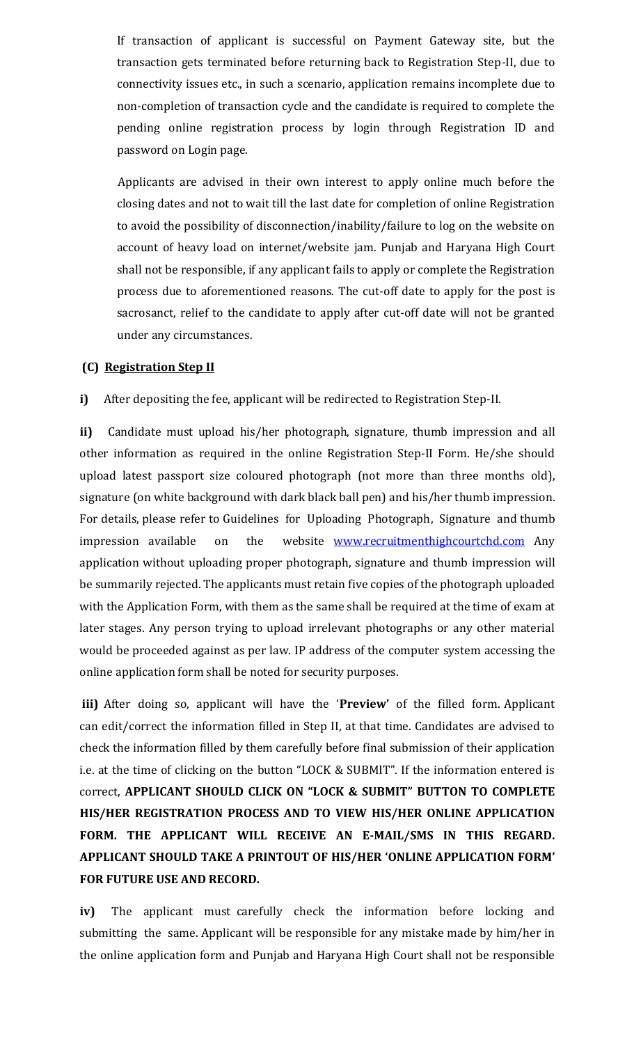If transaction of applicant is successful on Payment Gateway site, but the transaction gets terminated before returning back to Registration Step-II, due to connectivity issues etc., in such a scenario, application remains incomplete due to non-completion of transaction cycle and the candidate is required to complete the pending online registration process by login through Registration ID and password on Login page.

Applicants are advised in their own interest to apply online much before the closing dates and not to wait till the last date for completion of online Registration to avoid the possibility of disconnection/inability/failure to log on the website on account of heavy load on internet/website jam. Punjab and Haryana High Court shall not be responsible, if any applicant fails to apply or complete the Registration process due to aforementioned reasons. The cut-off date to apply for the post is sacrosanct, relief to the candidate to apply after cut-off date will not be granted under any circumstances.

**(C) Registration Step II**

**i)** After depositing the fee, applicant will be redirected to Registration Step-II.

**ii)** Candidate must upload his/her photograph, signature, thumb impression and all other information as required in the online Registration Step-II Form. He/she should upload latest passport size coloured photograph (not more than three months old), signature (on white background with dark black ball pen) and his/her thumb impression. For details, please refer to Guidelines for Uploading Photograph, Signature and thumb impression available on the website [www.recruitmenthighcourtchd.com](http://www.recruitmenthighcourtchd.com) Any application without uploading proper photograph, signature and thumb impression will be summarily rejected. The applicants must retain five copies of the photograph uploaded with the Application Form, with them as the same shall be required at the time of exam at later stages. Any person trying to upload irrelevant photographs or any other material would be proceeded against as per law. IP address of the computer system accessing the online application form shall be noted for security purposes.

**iii)** After doing so, applicant will have the '**Preview**' of the filled form. Applicant can edit/correct the information filled in Step II, at that time. Candidates are advised to check the information filled by them carefully before final submission of their application i.e. at the time of clicking on the button "LOCK & SUBMIT". If the information entered is correct, **APPLICANT SHOULD CLICK ON "LOCK & SUBMIT" BUTTON TO COMPLETE HIS/HER REGISTRATION PROCESS AND TO VIEW HIS/HER ONLINE APPLICATION FORM. THE APPLICANT WILL RECEIVE AN E-MAIL/SMS IN THIS REGARD. APPLICANT SHOULD TAKE A PRINTOUT OF HIS/HER 'ONLINE APPLICATION FORM' FOR FUTURE USE AND RECORD.**

**iv)** The applicant must carefully check the information before locking and submitting the same. Applicant will be responsible for any mistake made by him/her in the online application form and Punjab and Haryana High Court shall not be responsible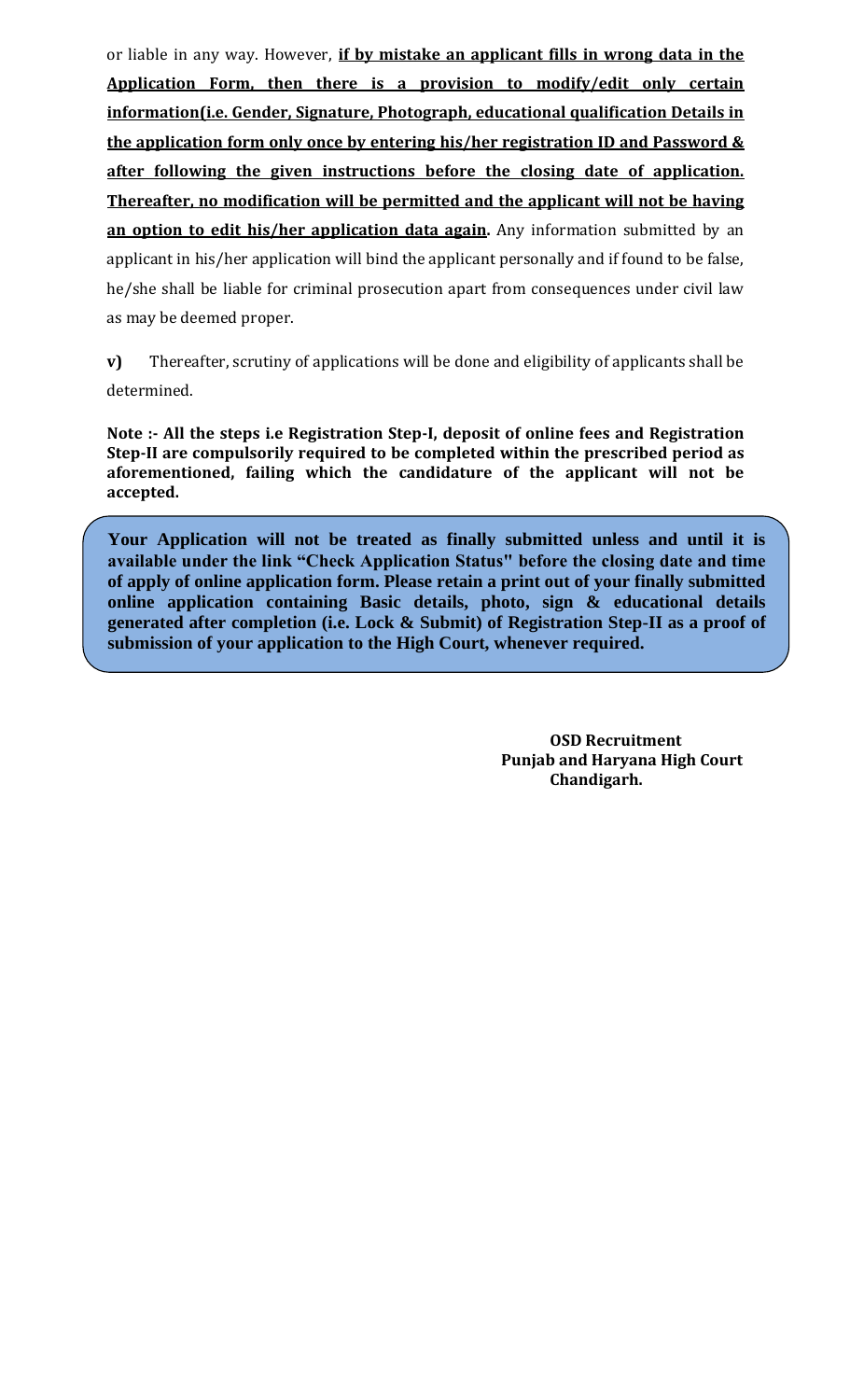or liable in any way. However, **if by mistake an applicant fills in wrong data in the Application Form, then there is a provision to modify/edit only certain information(i.e. Gender, Signature, Photograph, educational qualification Details in the application form only once by entering his/her registration ID and Password & after following the given instructions before the closing date of application. Thereafter, no modification will be permitted and the applicant will not be having an option to edit his/her application data again.** Any information submitted by an applicant in his/her application will bind the applicant personally and if found to be false, he/she shall be liable for criminal prosecution apart from consequences under civil law as may be deemed proper.

**v)** Thereafter, scrutiny of applications will be done and eligibility of applicants shall be determined.

**Note :- All the steps i.e Registration Step-I, deposit of online fees and Registration Step-II are compulsorily required to be completed within the prescribed period as aforementioned, failing which the candidature of the applicant will not be accepted.**

**Your Application will not be treated as finally submitted unless and until it is available under the link "Check Application Status" before the closing date and time of apply of online application form. Please retain a print out of your finally submitted online application containing Basic details, photo, sign & educational details generated after completion (i.e. Lock & Submit) of Registration Step-II as a proof of submission of your application to the High Court, whenever required.**

**OSD Recruitment**
**Punjab and Haryana High Court**
**Chandigarh.**